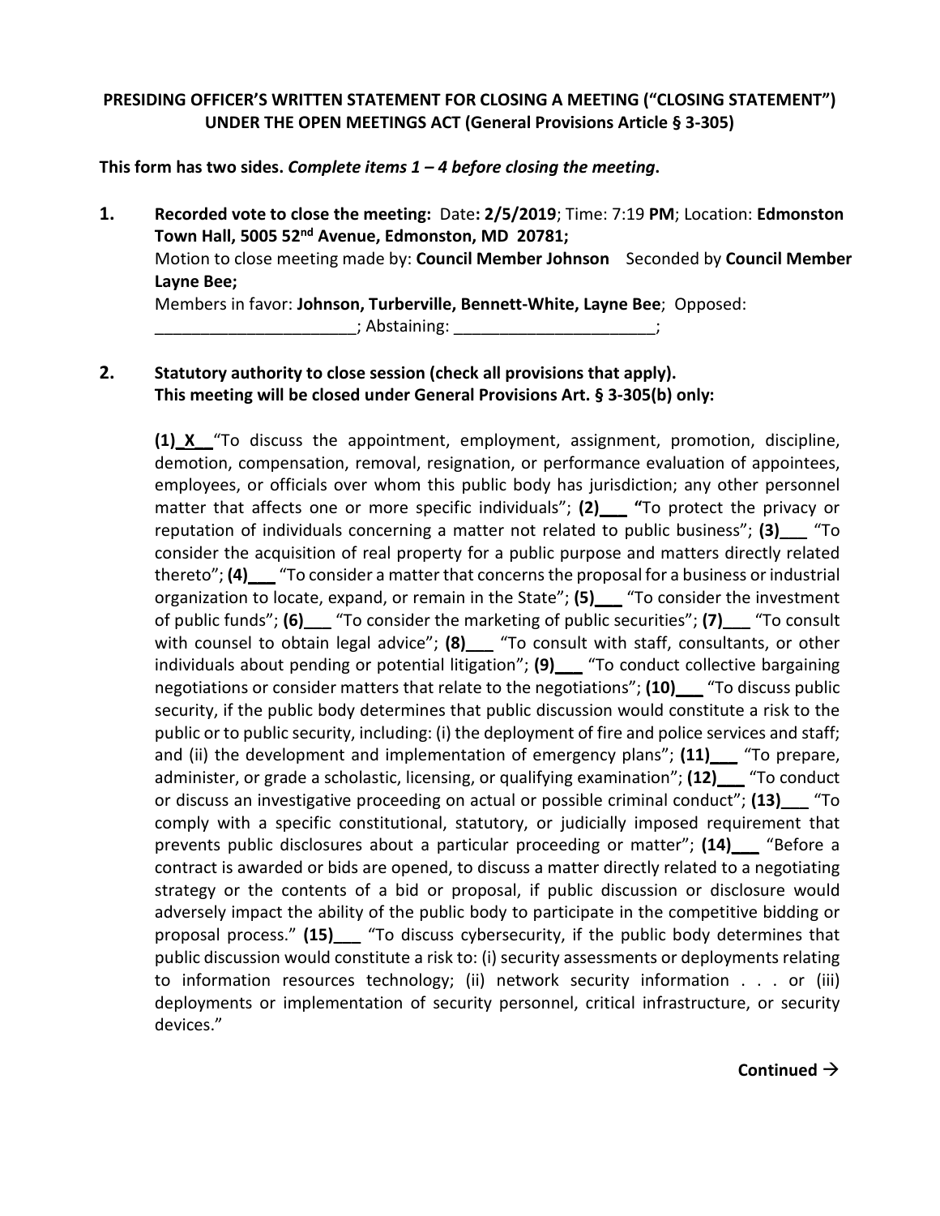**PRESIDING OFFICER'S WRITTEN STATEMENT FOR CLOSING A MEETING ("CLOSING STATEMENT") UNDER THE OPEN MEETINGS ACT (General Provisions Article § 3-305)**

**This form has two sides.** ***Complete items 1 – 4 before closing the meeting*****.**

**1. Recorded vote to close the meeting:** Date**: 2/5/2019**; Time: 7:19 **PM**; Location: **Edmonston Town Hall, 5005 52nd Avenue, Edmonston, MD 20781;**
Motion to close meeting made by: **Council Member Johnson** Seconded by **Council Member Layne Bee;**
Members in favor: **Johnson, Turberville, Bennett-White, Layne Bee**; Opposed: ______________________; Abstaining: ______________________;

**2. Statutory authority to close session (check all provisions that apply). This meeting will be closed under General Provisions Art. § 3-305(b) only:**

**(1)\_X\_\_** "To discuss the appointment, employment, assignment, promotion, discipline, demotion, compensation, removal, resignation, or performance evaluation of appointees, employees, or officials over whom this public body has jurisdiction; any other personnel matter that affects one or more specific individuals"; **(2)\_\_\_ "**To protect the privacy or reputation of individuals concerning a matter not related to public business"; **(3)\_\_\_** "To consider the acquisition of real property for a public purpose and matters directly related thereto"; **(4)\_\_\_** "To consider a matter that concerns the proposal for a business or industrial organization to locate, expand, or remain in the State"; **(5)\_\_\_** "To consider the investment of public funds"; **(6)\_\_\_** "To consider the marketing of public securities"; **(7)\_\_\_** "To consult with counsel to obtain legal advice"; **(8)\_\_\_** "To consult with staff, consultants, or other individuals about pending or potential litigation"; **(9)\_\_\_** "To conduct collective bargaining negotiations or consider matters that relate to the negotiations"; **(10)\_\_\_** "To discuss public security, if the public body determines that public discussion would constitute a risk to the public or to public security, including: (i) the deployment of fire and police services and staff; and (ii) the development and implementation of emergency plans"; **(11)\_\_\_** "To prepare, administer, or grade a scholastic, licensing, or qualifying examination"; **(12)\_\_\_** "To conduct or discuss an investigative proceeding on actual or possible criminal conduct"; **(13)\_\_\_** "To comply with a specific constitutional, statutory, or judicially imposed requirement that prevents public disclosures about a particular proceeding or matter"; **(14)\_\_\_** "Before a contract is awarded or bids are opened, to discuss a matter directly related to a negotiating strategy or the contents of a bid or proposal, if public discussion or disclosure would adversely impact the ability of the public body to participate in the competitive bidding or proposal process." **(15)\_\_\_** "To discuss cybersecurity, if the public body determines that public discussion would constitute a risk to: (i) security assessments or deployments relating to information resources technology; (ii) network security information . . . or (iii) deployments or implementation of security personnel, critical infrastructure, or security devices."

**Continued →**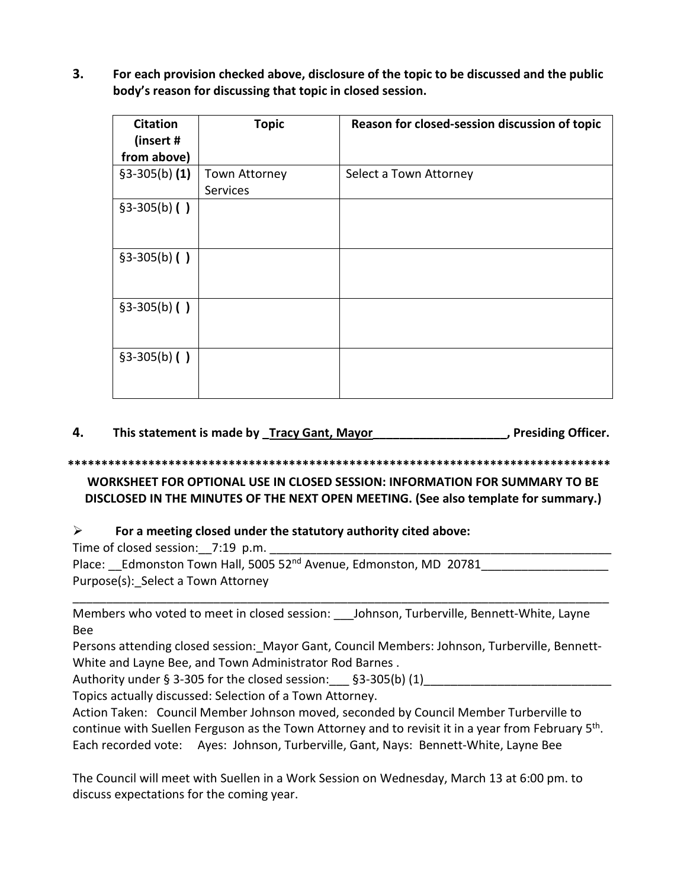**3. For each provision checked above, disclosure of the topic to be discussed and the public body's reason for discussing that topic in closed session.**

| Citation (insert # from above) | Topic | Reason for closed-session discussion of topic |
|---|---|---|
| §3-305(b) **(1)** | Town Attorney Services | Select a Town Attorney |
| §3-305(b) **( )** | | |
| §3-305(b) **( )** | | |
| §3-305(b) **( )** | | |
| §3-305(b) **( )** | | |

**4. This statement is made by _Tracy Gant, Mayor____________________, Presiding Officer.**

**************************************************************************************

**WORKSHEET FOR OPTIONAL USE IN CLOSED SESSION: INFORMATION FOR SUMMARY TO BE DISCLOSED IN THE MINUTES OF THE NEXT OPEN MEETING. (See also template for summary.)**

- **For a meeting closed under the statutory authority cited above:**

Time of closed session:__7:19 p.m. ______________________________________________________

Place: __Edmonston Town Hall, 5005 52nd Avenue, Edmonston, MD 20781___________________

Purpose(s):_Select a Town Attorney

_____________________________________________________________________________________

Members who voted to meet in closed session: ___Johnson, Turberville, Bennett-White, Layne Bee

Persons attending closed session:_Mayor Gant, Council Members: Johnson, Turberville, Bennett-White and Layne Bee, and Town Administrator Rod Barnes .

Authority under § 3-305 for the closed session:___ §3-305(b) (1)____________________________

Topics actually discussed: Selection of a Town Attorney.

Action Taken: Council Member Johnson moved, seconded by Council Member Turberville to continue with Suellen Ferguson as the Town Attorney and to revisit it in a year from February 5th.

Each recorded vote: Ayes: Johnson, Turberville, Gant, Nays: Bennett-White, Layne Bee

The Council will meet with Suellen in a Work Session on Wednesday, March 13 at 6:00 pm. to discuss expectations for the coming year.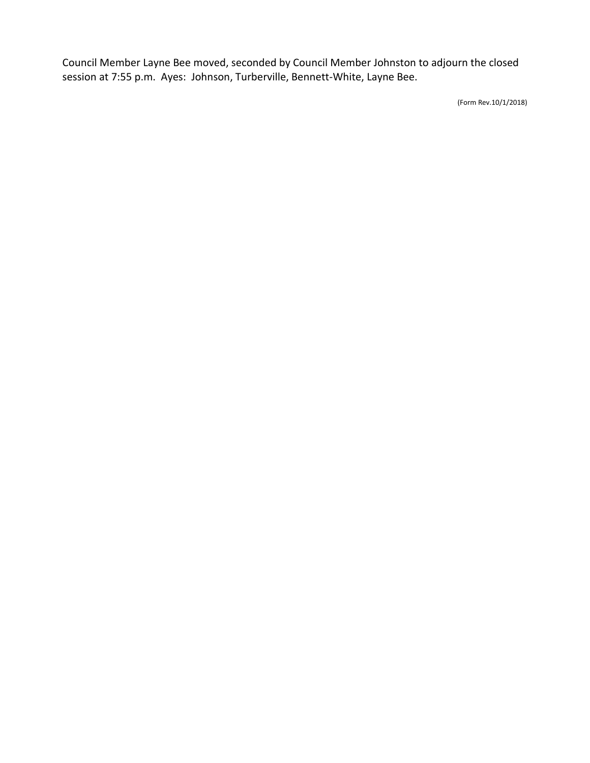Council Member Layne Bee moved, seconded by Council Member Johnston to adjourn the closed session at 7:55 p.m. Ayes: Johnson, Turberville, Bennett-White, Layne Bee.

(Form Rev.10/1/2018)